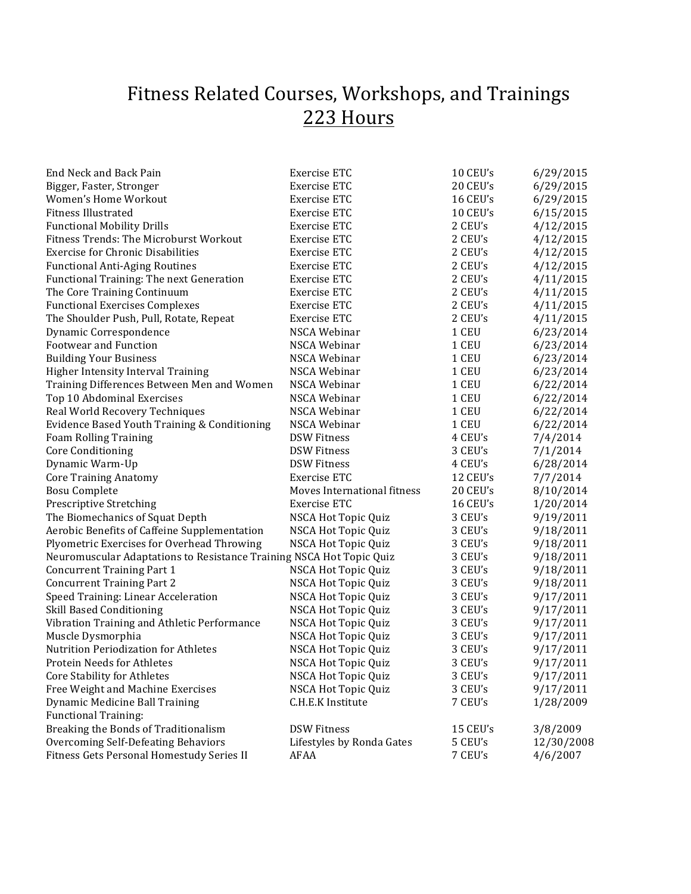# Fitness Related Courses, Workshops, and Trainings

## <u>223 Hours</u>

| | | | |
|---|---|---|---|
| End Neck and Back Pain | Exercise ETC | 10 CEU's | 6/29/2015 |
| Bigger, Faster, Stronger | Exercise ETC | 20 CEU's | 6/29/2015 |
| Women's Home Workout | Exercise ETC | 16 CEU's | 6/29/2015 |
| Fitness Illustrated | Exercise ETC | 10 CEU's | 6/15/2015 |
| Functional Mobility Drills | Exercise ETC | 2 CEU's | 4/12/2015 |
| Fitness Trends: The Microburst Workout | Exercise ETC | 2 CEU's | 4/12/2015 |
| Exercise for Chronic Disabilities | Exercise ETC | 2 CEU's | 4/12/2015 |
| Functional Anti-Aging Routines | Exercise ETC | 2 CEU's | 4/12/2015 |
| Functional Training: The next Generation | Exercise ETC | 2 CEU's | 4/11/2015 |
| The Core Training Continuum | Exercise ETC | 2 CEU's | 4/11/2015 |
| Functional Exercises Complexes | Exercise ETC | 2 CEU's | 4/11/2015 |
| The Shoulder Push, Pull, Rotate, Repeat | Exercise ETC | 2 CEU's | 4/11/2015 |
| Dynamic Correspondence | NSCA Webinar | 1 CEU | 6/23/2014 |
| Footwear and Function | NSCA Webinar | 1 CEU | 6/23/2014 |
| Building Your Business | NSCA Webinar | 1 CEU | 6/23/2014 |
| Higher Intensity Interval Training | NSCA Webinar | 1 CEU | 6/23/2014 |
| Training Differences Between Men and Women | NSCA Webinar | 1 CEU | 6/22/2014 |
| Top 10 Abdominal Exercises | NSCA Webinar | 1 CEU | 6/22/2014 |
| Real World Recovery Techniques | NSCA Webinar | 1 CEU | 6/22/2014 |
| Evidence Based Youth Training & Conditioning | NSCA Webinar | 1 CEU | 6/22/2014 |
| Foam Rolling Training | DSW Fitness | 4 CEU's | 7/4/2014 |
| Core Conditioning | DSW Fitness | 3 CEU's | 7/1/2014 |
| Dynamic Warm-Up | DSW Fitness | 4 CEU's | 6/28/2014 |
| Core Training Anatomy | Exercise ETC | 12 CEU's | 7/7/2014 |
| Bosu Complete | Moves International fitness | 20 CEU's | 8/10/2014 |
| Prescriptive Stretching | Exercise ETC | 16 CEU's | 1/20/2014 |
| The Biomechanics of Squat Depth | NSCA Hot Topic Quiz | 3 CEU's | 9/19/2011 |
| Aerobic Benefits of Caffeine Supplementation | NSCA Hot Topic Quiz | 3 CEU's | 9/18/2011 |
| Plyometric Exercises for Overhead Throwing | NSCA Hot Topic Quiz | 3 CEU's | 9/18/2011 |
| Neuromuscular Adaptations to Resistance Training | NSCA Hot Topic Quiz | 3 CEU's | 9/18/2011 |
| Concurrent Training Part 1 | NSCA Hot Topic Quiz | 3 CEU's | 9/18/2011 |
| Concurrent Training Part 2 | NSCA Hot Topic Quiz | 3 CEU's | 9/18/2011 |
| Speed Training: Linear Acceleration | NSCA Hot Topic Quiz | 3 CEU's | 9/17/2011 |
| Skill Based Conditioning | NSCA Hot Topic Quiz | 3 CEU's | 9/17/2011 |
| Vibration Training and Athletic Performance | NSCA Hot Topic Quiz | 3 CEU's | 9/17/2011 |
| Muscle Dysmorphia | NSCA Hot Topic Quiz | 3 CEU's | 9/17/2011 |
| Nutrition Periodization for Athletes | NSCA Hot Topic Quiz | 3 CEU's | 9/17/2011 |
| Protein Needs for Athletes | NSCA Hot Topic Quiz | 3 CEU's | 9/17/2011 |
| Core Stability for Athletes | NSCA Hot Topic Quiz | 3 CEU's | 9/17/2011 |
| Free Weight and Machine Exercises | NSCA Hot Topic Quiz | 3 CEU's | 9/17/2011 |
| Dynamic Medicine Ball Training | C.H.E.K Institute | 7 CEU's | 1/28/2009 |
| Functional Training: Breaking the Bonds of Traditionalism | DSW Fitness | 15 CEU's | 3/8/2009 |
| Overcoming Self-Defeating Behaviors | Lifestyles by Ronda Gates | 5 CEU's | 12/30/2008 |
| Fitness Gets Personal Homestudy Series II | AFAA | 7 CEU's | 4/6/2007 |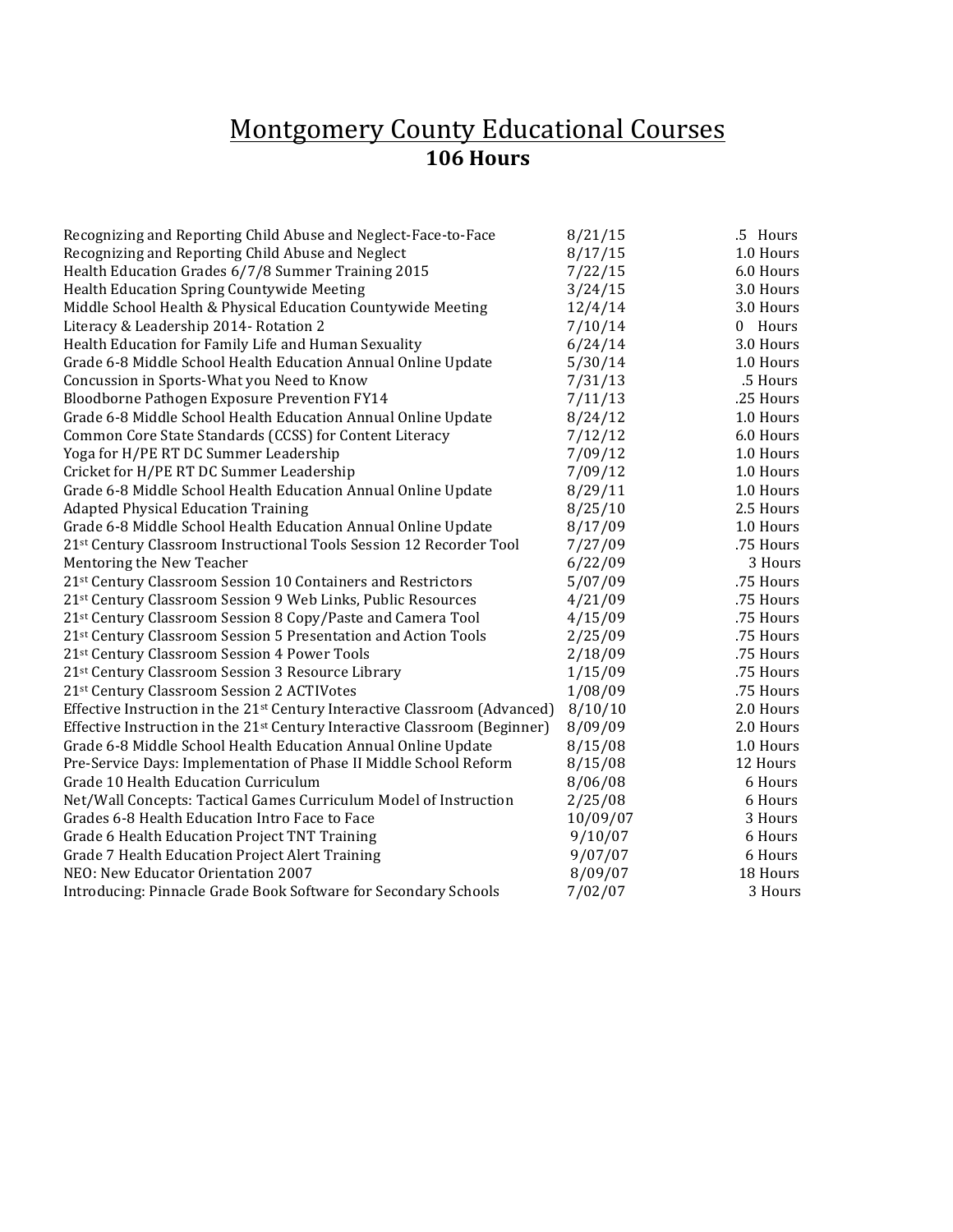# Montgomery County Educational Courses

## 106 Hours

| | | |
|---|---|---|
| Recognizing and Reporting Child Abuse and Neglect-Face-to-Face | 8/21/15 | .5 Hours |
| Recognizing and Reporting Child Abuse and Neglect | 8/17/15 | 1.0 Hours |
| Health Education Grades 6/7/8 Summer Training 2015 | 7/22/15 | 6.0 Hours |
| Health Education Spring Countywide Meeting | 3/24/15 | 3.0 Hours |
| Middle School Health & Physical Education Countywide Meeting | 12/4/14 | 3.0 Hours |
| Literacy & Leadership 2014- Rotation 2 | 7/10/14 | 0 Hours |
| Health Education for Family Life and Human Sexuality | 6/24/14 | 3.0 Hours |
| Grade 6-8 Middle School Health Education Annual Online Update | 5/30/14 | 1.0 Hours |
| Concussion in Sports-What you Need to Know | 7/31/13 | .5 Hours |
| Bloodborne Pathogen Exposure Prevention FY14 | 7/11/13 | .25 Hours |
| Grade 6-8 Middle School Health Education Annual Online Update | 8/24/12 | 1.0 Hours |
| Common Core State Standards (CCSS) for Content Literacy | 7/12/12 | 6.0 Hours |
| Yoga for H/PE RT DC Summer Leadership | 7/09/12 | 1.0 Hours |
| Cricket for H/PE RT DC Summer Leadership | 7/09/12 | 1.0 Hours |
| Grade 6-8 Middle School Health Education Annual Online Update | 8/29/11 | 1.0 Hours |
| Adapted Physical Education Training | 8/25/10 | 2.5 Hours |
| Grade 6-8 Middle School Health Education Annual Online Update | 8/17/09 | 1.0 Hours |
| 21st Century Classroom Instructional Tools Session 12 Recorder Tool | 7/27/09 | .75 Hours |
| Mentoring the New Teacher | 6/22/09 | 3 Hours |
| 21st Century Classroom Session 10 Containers and Restrictors | 5/07/09 | .75 Hours |
| 21st Century Classroom Session 9 Web Links, Public Resources | 4/21/09 | .75 Hours |
| 21st Century Classroom Session 8 Copy/Paste and Camera Tool | 4/15/09 | .75 Hours |
| 21st Century Classroom Session 5 Presentation and Action Tools | 2/25/09 | .75 Hours |
| 21st Century Classroom Session 4 Power Tools | 2/18/09 | .75 Hours |
| 21st Century Classroom Session 3 Resource Library | 1/15/09 | .75 Hours |
| 21st Century Classroom Session 2 ACTIVotes | 1/08/09 | .75 Hours |
| Effective Instruction in the 21st Century Interactive Classroom (Advanced) | 8/10/10 | 2.0 Hours |
| Effective Instruction in the 21st Century Interactive Classroom (Beginner) | 8/09/09 | 2.0 Hours |
| Grade 6-8 Middle School Health Education Annual Online Update | 8/15/08 | 1.0 Hours |
| Pre-Service Days: Implementation of Phase II Middle School Reform | 8/15/08 | 12 Hours |
| Grade 10 Health Education Curriculum | 8/06/08 | 6 Hours |
| Net/Wall Concepts: Tactical Games Curriculum Model of Instruction | 2/25/08 | 6 Hours |
| Grades 6-8 Health Education Intro Face to Face | 10/09/07 | 3 Hours |
| Grade 6 Health Education Project TNT Training | 9/10/07 | 6 Hours |
| Grade 7 Health Education Project Alert Training | 9/07/07 | 6 Hours |
| NEO: New Educator Orientation 2007 | 8/09/07 | 18 Hours |
| Introducing: Pinnacle Grade Book Software for Secondary Schools | 7/02/07 | 3 Hours |